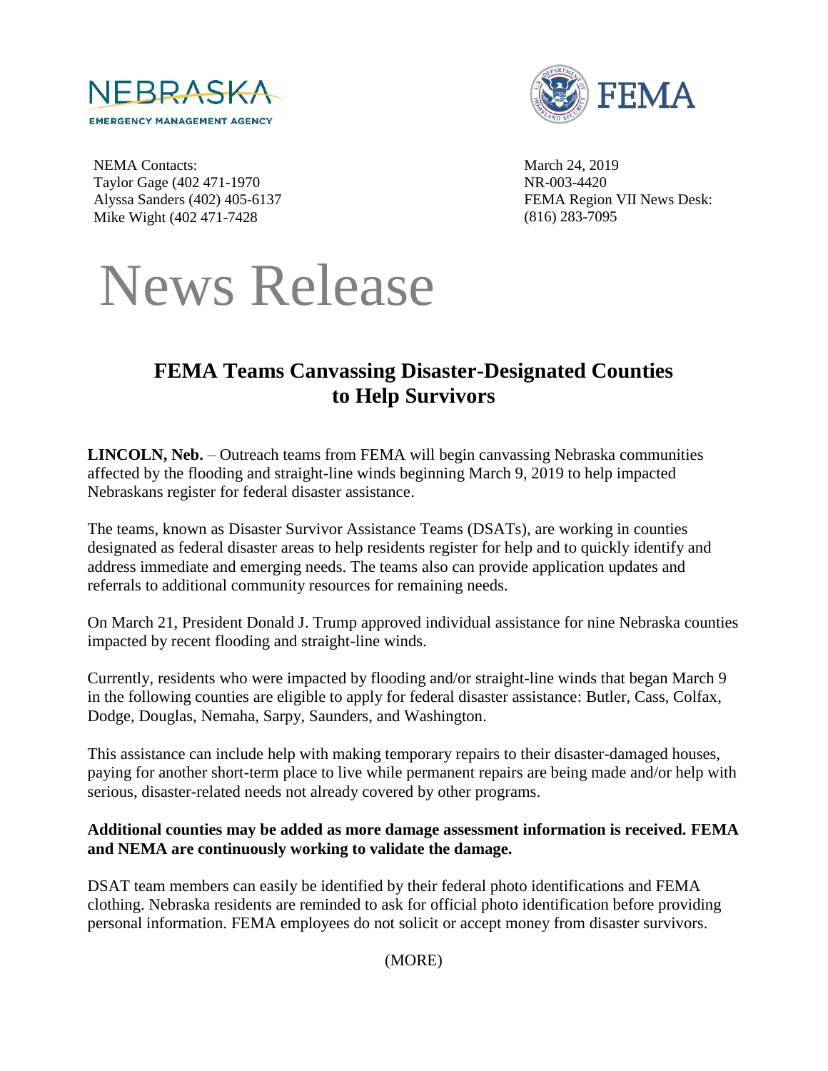NEBRASKA
EMERGENCY MANAGEMENT AGENCY

FEMA

NEMA Contacts:
Taylor Gage (402 471-1970
Alyssa Sanders (402) 405-6137
Mike Wight (402 471-7428

March 24, 2019
NR-003-4420
FEMA Region VII News Desk:
(816) 283-7095

# News Release

## FEMA Teams Canvassing Disaster-Designated Counties to Help Survivors

**LINCOLN, Neb.** – Outreach teams from FEMA will begin canvassing Nebraska communities affected by the flooding and straight-line winds beginning March 9, 2019 to help impacted Nebraskans register for federal disaster assistance.

The teams, known as Disaster Survivor Assistance Teams (DSATs), are working in counties designated as federal disaster areas to help residents register for help and to quickly identify and address immediate and emerging needs. The teams also can provide application updates and referrals to additional community resources for remaining needs.

On March 21, President Donald J. Trump approved individual assistance for nine Nebraska counties impacted by recent flooding and straight-line winds.

Currently, residents who were impacted by flooding and/or straight-line winds that began March 9 in the following counties are eligible to apply for federal disaster assistance: Butler, Cass, Colfax, Dodge, Douglas, Nemaha, Sarpy, Saunders, and Washington.

This assistance can include help with making temporary repairs to their disaster-damaged houses, paying for another short-term place to live while permanent repairs are being made and/or help with serious, disaster-related needs not already covered by other programs.

**Additional counties may be added as more damage assessment information is received. FEMA and NEMA are continuously working to validate the damage.**

DSAT team members can easily be identified by their federal photo identifications and FEMA clothing. Nebraska residents are reminded to ask for official photo identification before providing personal information. FEMA employees do not solicit or accept money from disaster survivors.

(MORE)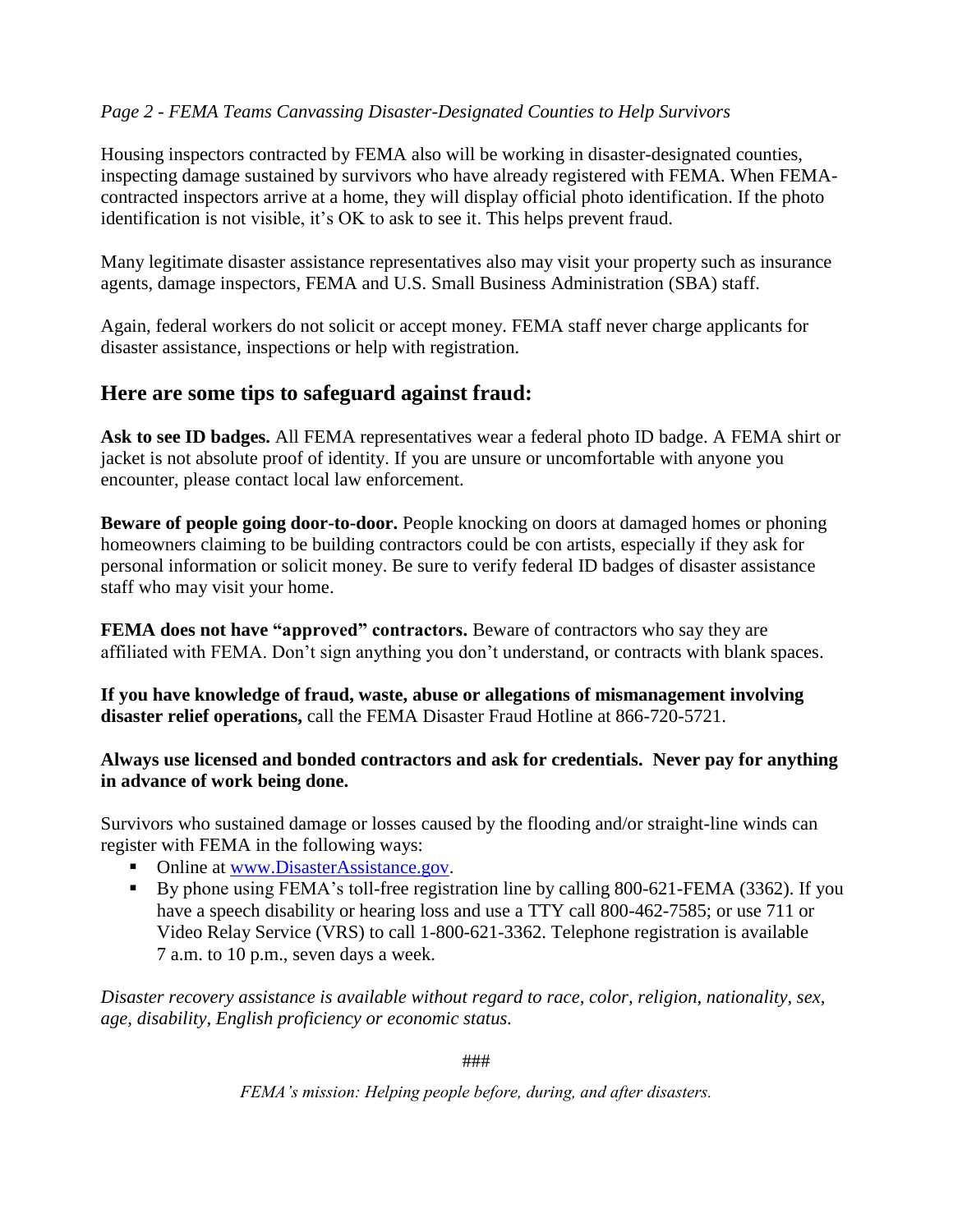*Page 2 - FEMA Teams Canvassing Disaster-Designated Counties to Help Survivors*

Housing inspectors contracted by FEMA also will be working in disaster-designated counties, inspecting damage sustained by survivors who have already registered with FEMA. When FEMA-contracted inspectors arrive at a home, they will display official photo identification. If the photo identification is not visible, it's OK to ask to see it. This helps prevent fraud.

Many legitimate disaster assistance representatives also may visit your property such as insurance agents, damage inspectors, FEMA and U.S. Small Business Administration (SBA) staff.

Again, federal workers do not solicit or accept money. FEMA staff never charge applicants for disaster assistance, inspections or help with registration.

## Here are some tips to safeguard against fraud:

**Ask to see ID badges.** All FEMA representatives wear a federal photo ID badge. A FEMA shirt or jacket is not absolute proof of identity. If you are unsure or uncomfortable with anyone you encounter, please contact local law enforcement.

**Beware of people going door-to-door.** People knocking on doors at damaged homes or phoning homeowners claiming to be building contractors could be con artists, especially if they ask for personal information or solicit money. Be sure to verify federal ID badges of disaster assistance staff who may visit your home.

**FEMA does not have "approved" contractors.** Beware of contractors who say they are affiliated with FEMA. Don't sign anything you don't understand, or contracts with blank spaces.

**If you have knowledge of fraud, waste, abuse or allegations of mismanagement involving disaster relief operations,** call the FEMA Disaster Fraud Hotline at 866-720-5721.

**Always use licensed and bonded contractors and ask for credentials. Never pay for anything in advance of work being done.**

Survivors who sustained damage or losses caused by the flooding and/or straight-line winds can register with FEMA in the following ways:

- Online at www.DisasterAssistance.gov.
- By phone using FEMA's toll-free registration line by calling 800-621-FEMA (3362). If you have a speech disability or hearing loss and use a TTY call 800-462-7585; or use 711 or Video Relay Service (VRS) to call 1-800-621-3362. Telephone registration is available 7 a.m. to 10 p.m., seven days a week.

*Disaster recovery assistance is available without regard to race, color, religion, nationality, sex, age, disability, English proficiency or economic status.*

###

*FEMA's mission: Helping people before, during, and after disasters.*